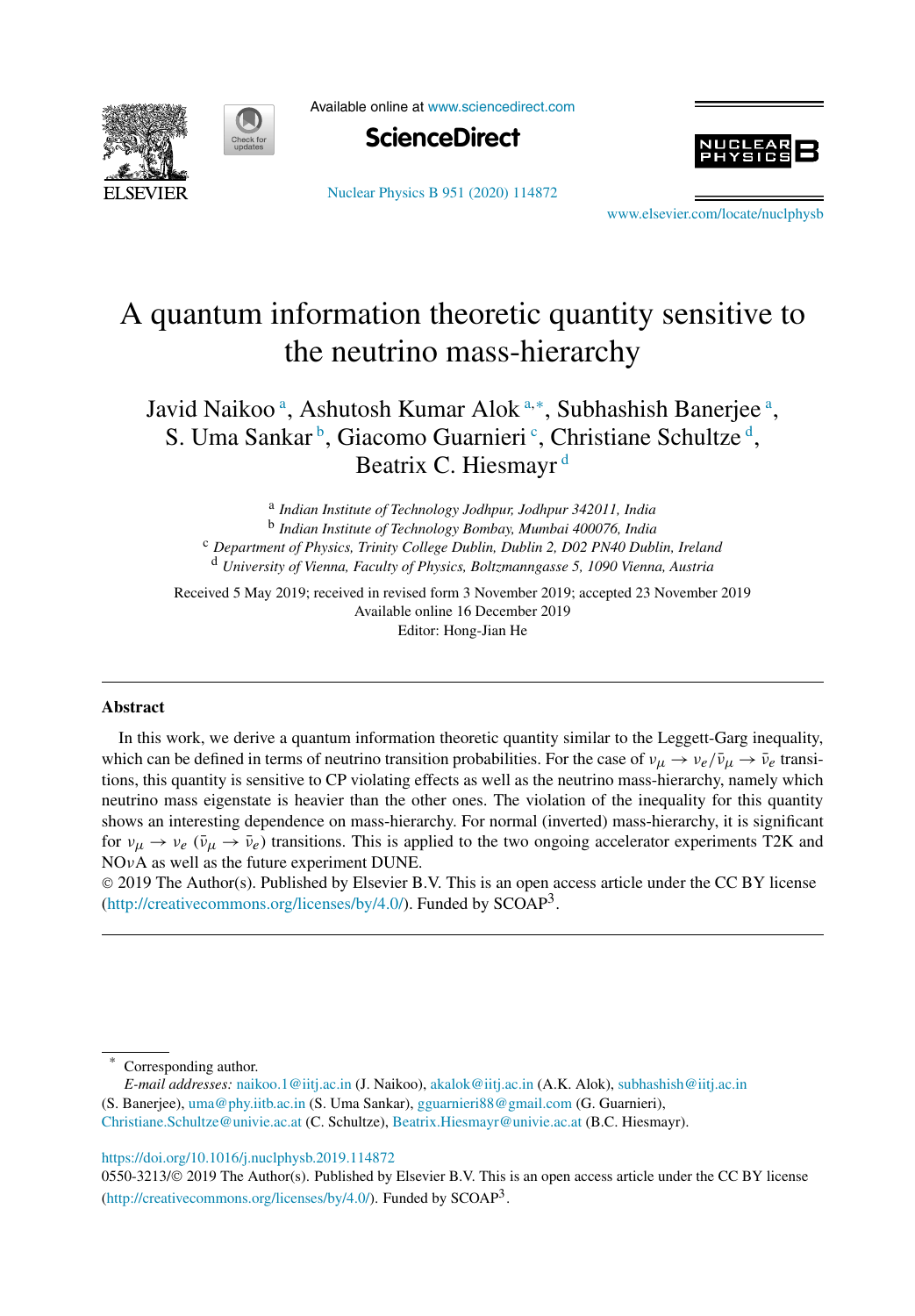# A quantum information theoretic quantity sensitive to the neutrino mass-hierarchy

Javid Naikoo [a], Ashutosh Kumar Alok [a,*], Subhashish Banerjee [a], S. Uma Sankar [b], Giacomo Guarnieri [c], Christiane Schultze [d], Beatrix C. Hiesmayr [d]

[a] *Indian Institute of Technology Jodhpur, Jodhpur 342011, India*
[b] *Indian Institute of Technology Bombay, Mumbai 400076, India*
[c] *Department of Physics, Trinity College Dublin, Dublin 2, D02 PN40 Dublin, Ireland*
[d] *University of Vienna, Faculty of Physics, Boltzmanngasse 5, 1090 Vienna, Austria*

Received 5 May 2019; received in revised form 3 November 2019; accepted 23 November 2019
Available online 16 December 2019
Editor: Hong-Jian He

## Abstract

In this work, we derive a quantum information theoretic quantity similar to the Leggett-Garg inequality, which can be defined in terms of neutrino transition probabilities. For the case of $\nu_\mu \to \nu_e/\bar{\nu}_\mu \to \bar{\nu}_e$ transitions, this quantity is sensitive to CP violating effects as well as the neutrino mass-hierarchy, namely which neutrino mass eigenstate is heavier than the other ones. The violation of the inequality for this quantity shows an interesting dependence on mass-hierarchy. For normal (inverted) mass-hierarchy, it is significant for $\nu_\mu \to \nu_e$ ($\bar{\nu}_\mu \to \bar{\nu}_e$) transitions. This is applied to the two ongoing accelerator experiments T2K and NO$\nu$A as well as the future experiment DUNE.

© 2019 The Author(s). Published by Elsevier B.V. This is an open access article under the CC BY license (http://creativecommons.org/licenses/by/4.0/). Funded by SCOAP[3].

---

[*] Corresponding author.
*E-mail addresses:* naikoo.1@iitj.ac.in (J. Naikoo), akalok@iitj.ac.in (A.K. Alok), subhashish@iitj.ac.in (S. Banerjee), uma@phy.iitb.ac.in (S. Uma Sankar), gguarnieri88@gmail.com (G. Guarnieri), Christiane.Schultze@univie.ac.at (C. Schultze), Beatrix.Hiesmayr@univie.ac.at (B.C. Hiesmayr).

https://doi.org/10.1016/j.nuclphysb.2019.114872
0550-3213/© 2019 The Author(s). Published by Elsevier B.V. This is an open access article under the CC BY license (http://creativecommons.org/licenses/by/4.0/). Funded by SCOAP[3].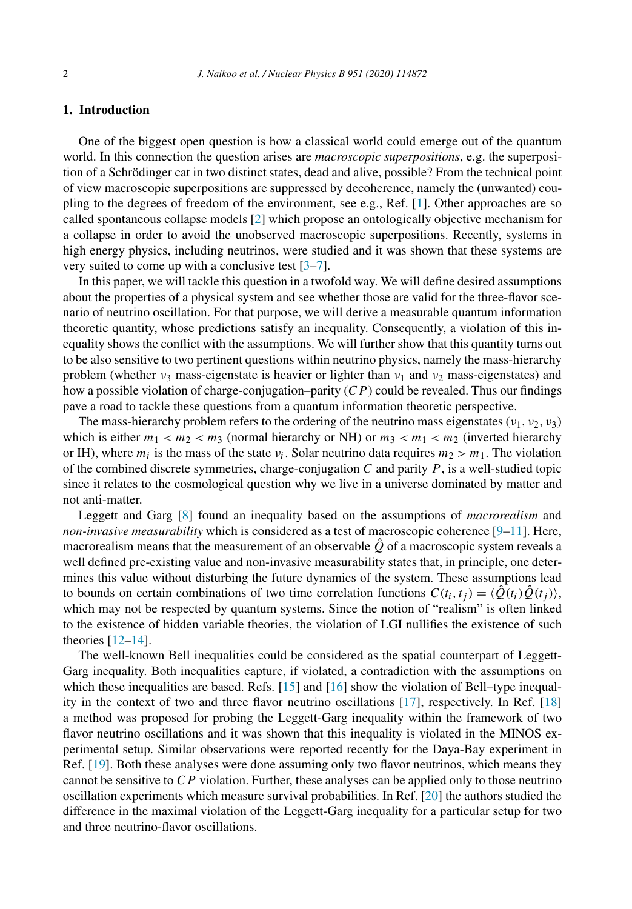## 1. Introduction

One of the biggest open question is how a classical world could emerge out of the quantum world. In this connection the question arises are *macroscopic superpositions*, e.g. the superposition of a Schrödinger cat in two distinct states, dead and alive, possible? From the technical point of view macroscopic superpositions are suppressed by decoherence, namely the (unwanted) coupling to the degrees of freedom of the environment, see e.g., Ref. [1]. Other approaches are so called spontaneous collapse models [2] which propose an ontologically objective mechanism for a collapse in order to avoid the unobserved macroscopic superpositions. Recently, systems in high energy physics, including neutrinos, were studied and it was shown that these systems are very suited to come up with a conclusive test [3–7].

In this paper, we will tackle this question in a twofold way. We will define desired assumptions about the properties of a physical system and see whether those are valid for the three-flavor scenario of neutrino oscillation. For that purpose, we will derive a measurable quantum information theoretic quantity, whose predictions satisfy an inequality. Consequently, a violation of this inequality shows the conflict with the assumptions. We will further show that this quantity turns out to be also sensitive to two pertinent questions within neutrino physics, namely the mass-hierarchy problem (whether $\nu_3$ mass-eigenstate is heavier or lighter than $\nu_1$ and $\nu_2$ mass-eigenstates) and how a possible violation of charge-conjugation–parity ($CP$) could be revealed. Thus our findings pave a road to tackle these questions from a quantum information theoretic perspective.

The mass-hierarchy problem refers to the ordering of the neutrino mass eigenstates ($\nu_1$, $\nu_2$, $\nu_3$) which is either $m_1 < m_2 < m_3$ (normal hierarchy or NH) or $m_3 < m_1 < m_2$ (inverted hierarchy or IH), where $m_i$ is the mass of the state $\nu_i$. Solar neutrino data requires $m_2 > m_1$. The violation of the combined discrete symmetries, charge-conjugation $C$ and parity $P$, is a well-studied topic since it relates to the cosmological question why we live in a universe dominated by matter and not anti-matter.

Leggett and Garg [8] found an inequality based on the assumptions of *macrorealism* and *non-invasive measurability* which is considered as a test of macroscopic coherence [9–11]. Here, macrorealism means that the measurement of an observable $\hat{Q}$ of a macroscopic system reveals a well defined pre-existing value and non-invasive measurability states that, in principle, one determines this value without disturbing the future dynamics of the system. These assumptions lead to bounds on certain combinations of two time correlation functions $C(t_i, t_j) = \langle \hat{Q}(t_i)\hat{Q}(t_j) \rangle$, which may not be respected by quantum systems. Since the notion of "realism" is often linked to the existence of hidden variable theories, the violation of LGI nullifies the existence of such theories [12–14].

The well-known Bell inequalities could be considered as the spatial counterpart of Leggett-Garg inequality. Both inequalities capture, if violated, a contradiction with the assumptions on which these inequalities are based. Refs. [15] and [16] show the violation of Bell–type inequality in the context of two and three flavor neutrino oscillations [17], respectively. In Ref. [18] a method was proposed for probing the Leggett-Garg inequality within the framework of two flavor neutrino oscillations and it was shown that this inequality is violated in the MINOS experimental setup. Similar observations were reported recently for the Daya-Bay experiment in Ref. [19]. Both these analyses were done assuming only two flavor neutrinos, which means they cannot be sensitive to $CP$ violation. Further, these analyses can be applied only to those neutrino oscillation experiments which measure survival probabilities. In Ref. [20] the authors studied the difference in the maximal violation of the Leggett-Garg inequality for a particular setup for two and three neutrino-flavor oscillations.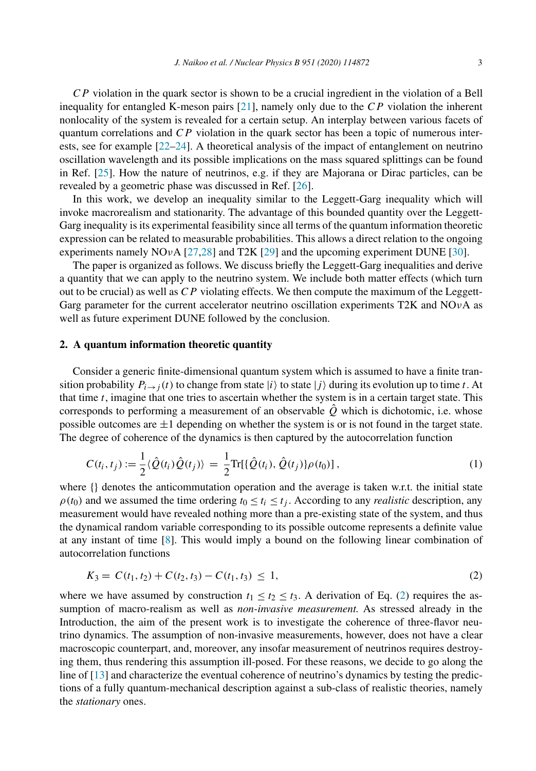$CP$ violation in the quark sector is shown to be a crucial ingredient in the violation of a Bell inequality for entangled K-meson pairs [21], namely only due to the $CP$ violation the inherent nonlocality of the system is revealed for a certain setup. An interplay between various facets of quantum correlations and $CP$ violation in the quark sector has been a topic of numerous interests, see for example [22–24]. A theoretical analysis of the impact of entanglement on neutrino oscillation wavelength and its possible implications on the mass squared splittings can be found in Ref. [25]. How the nature of neutrinos, e.g. if they are Majorana or Dirac particles, can be revealed by a geometric phase was discussed in Ref. [26].

In this work, we develop an inequality similar to the Leggett-Garg inequality which will invoke macrorealism and stationarity. The advantage of this bounded quantity over the Leggett-Garg inequality is its experimental feasibility since all terms of the quantum information theoretic expression can be related to measurable probabilities. This allows a direct relation to the ongoing experiments namely NO$\nu$A [27,28] and T2K [29] and the upcoming experiment DUNE [30].

The paper is organized as follows. We discuss briefly the Leggett-Garg inequalities and derive a quantity that we can apply to the neutrino system. We include both matter effects (which turn out to be crucial) as well as $CP$ violating effects. We then compute the maximum of the Leggett-Garg parameter for the current accelerator neutrino oscillation experiments T2K and NO$\nu$A as well as future experiment DUNE followed by the conclusion.

## 2. A quantum information theoretic quantity

Consider a generic finite-dimensional quantum system which is assumed to have a finite transition probability $P_{i\to j}(t)$ to change from state $|i\rangle$ to state $|j\rangle$ during its evolution up to time $t$. At that time $t$, imagine that one tries to ascertain whether the system is in a certain target state. This corresponds to performing a measurement of an observable $\hat{Q}$ which is dichotomic, i.e. whose possible outcomes are $\pm 1$ depending on whether the system is or is not found in the target state. The degree of coherence of the dynamics is then captured by the autocorrelation function

$$C(t_i, t_j) := \frac{1}{2}\langle \hat{Q}(t_i)\hat{Q}(t_j)\rangle \;=\; \frac{1}{2}\mathrm{Tr}[\{\hat{Q}(t_i), \hat{Q}(t_j)\}\rho(t_0)]\,, \tag{1}$$

where {} denotes the anticommutation operation and the average is taken w.r.t. the initial state $\rho(t_0)$ and we assumed the time ordering $t_0 \le t_i \le t_j$. According to any *realistic* description, any measurement would have revealed nothing more than a pre-existing state of the system, and thus the dynamical random variable corresponding to its possible outcome represents a definite value at any instant of time [8]. This would imply a bound on the following linear combination of autocorrelation functions

$$K_3 = C(t_1, t_2) + C(t_2, t_3) - C(t_1, t_3) \;\le\; 1, \tag{2}$$

where we have assumed by construction $t_1 \le t_2 \le t_3$. A derivation of Eq. (2) requires the assumption of macro-realism as well as *non-invasive measurement.* As stressed already in the Introduction, the aim of the present work is to investigate the coherence of three-flavor neutrino dynamics. The assumption of non-invasive measurements, however, does not have a clear macroscopic counterpart, and, moreover, any insofar measurement of neutrinos requires destroying them, thus rendering this assumption ill-posed. For these reasons, we decide to go along the line of [13] and characterize the eventual coherence of neutrino's dynamics by testing the predictions of a fully quantum-mechanical description against a sub-class of realistic theories, namely the *stationary* ones.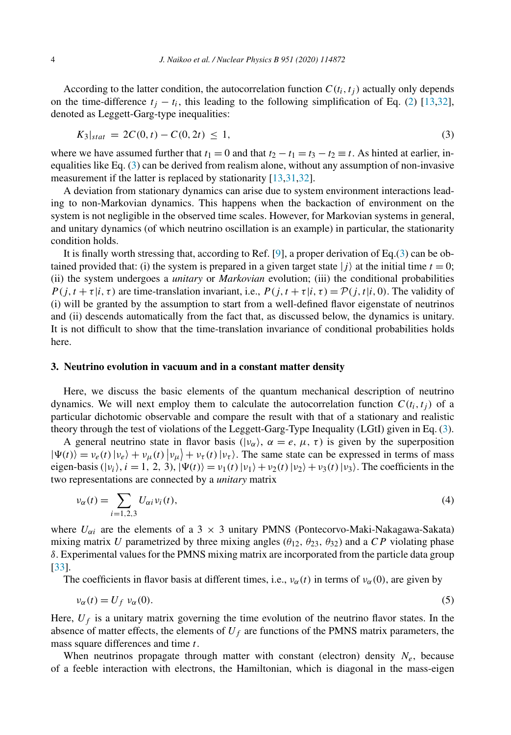According to the latter condition, the autocorrelation function $C(t_i, t_j)$ actually only depends on the time-difference $t_j - t_i$, this leading to the following simplification of Eq. (2) [13,32], denoted as Leggett-Garg-type inequalities:

$$K_3|_{stat} = 2C(0,t) - C(0,2t) \leq 1, \tag{3}$$

where we have assumed further that $t_1 = 0$ and that $t_2 - t_1 = t_3 - t_2 \equiv t$. As hinted at earlier, inequalities like Eq. (3) can be derived from realism alone, without any assumption of non-invasive measurement if the latter is replaced by stationarity [13,31,32].

A deviation from stationary dynamics can arise due to system environment interactions leading to non-Markovian dynamics. This happens when the backaction of environment on the system is not negligible in the observed time scales. However, for Markovian systems in general, and unitary dynamics (of which neutrino oscillation is an example) in particular, the stationarity condition holds.

It is finally worth stressing that, according to Ref. [9], a proper derivation of Eq.(3) can be obtained provided that: (i) the system is prepared in a given target state $|j\rangle$ at the initial time $t = 0$; (ii) the system undergoes a *unitary* or *Markovian* evolution; (iii) the conditional probabilities $P(j, t + \tau|i, \tau)$ are time-translation invariant, i.e., $P(j, t + \tau|i, \tau) = \mathcal{P}(j, t|i, 0)$. The validity of (i) will be granted by the assumption to start from a well-defined flavor eigenstate of neutrinos and (ii) descends automatically from the fact that, as discussed below, the dynamics is unitary. It is not difficult to show that the time-translation invariance of conditional probabilities holds here.

## 3. Neutrino evolution in vacuum and in a constant matter density

Here, we discuss the basic elements of the quantum mechanical description of neutrino dynamics. We will next employ them to calculate the autocorrelation function $C(t_i, t_j)$ of a particular dichotomic observable and compare the result with that of a stationary and realistic theory through the test of violations of the Leggett-Garg-Type Inequality (LGtI) given in Eq. (3).

A general neutrino state in flavor basis ($|\nu_\alpha\rangle$, $\alpha = e, \mu, \tau$) is given by the superposition $|\Psi(t)\rangle = \nu_e(t)|\nu_e\rangle + \nu_\mu(t)|\nu_\mu\rangle + \nu_\tau(t)|\nu_\tau\rangle$. The same state can be expressed in terms of mass eigen-basis ($|\nu_i\rangle$, $i = 1, 2, 3$), $|\Psi(t)\rangle = \nu_1(t)|\nu_1\rangle + \nu_2(t)|\nu_2\rangle + \nu_3(t)|\nu_3\rangle$. The coefficients in the two representations are connected by a *unitary* matrix

$$\nu_\alpha(t) = \sum_{i=1,2,3} U_{\alpha i}\nu_i(t), \tag{4}$$

where $U_{\alpha i}$ are the elements of a $3 \times 3$ unitary PMNS (Pontecorvo-Maki-Nakagawa-Sakata) mixing matrix $U$ parametrized by three mixing angles ($\theta_{12}$, $\theta_{23}$, $\theta_{32}$) and a $CP$ violating phase $\delta$. Experimental values for the PMNS mixing matrix are incorporated from the particle data group [33].

The coefficients in flavor basis at different times, i.e., $\nu_\alpha(t)$ in terms of $\nu_\alpha(0)$, are given by

$$\nu_\alpha(t) = U_f\ \nu_\alpha(0). \tag{5}$$

Here, $U_f$ is a unitary matrix governing the time evolution of the neutrino flavor states. In the absence of matter effects, the elements of $U_f$ are functions of the PMNS matrix parameters, the mass square differences and time $t$.

When neutrinos propagate through matter with constant (electron) density $N_e$, because of a feeble interaction with electrons, the Hamiltonian, which is diagonal in the mass-eigen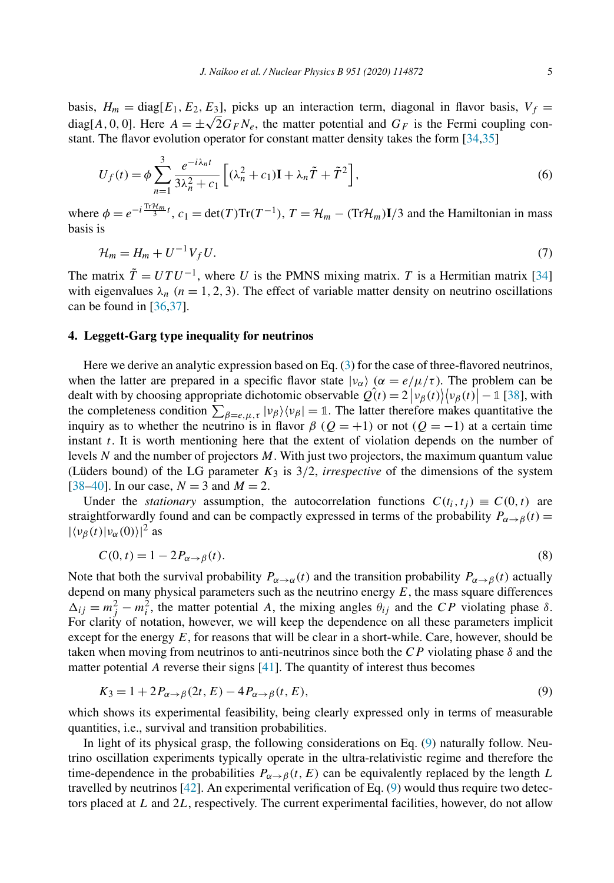basis, $H_m = \text{diag}[E_1, E_2, E_3]$, picks up an interaction term, diagonal in flavor basis, $V_f = \text{diag}[A, 0, 0]$. Here $A = \pm\sqrt{2}G_F N_e$, the matter potential and $G_F$ is the Fermi coupling constant. The flavor evolution operator for constant matter density takes the form [34,35]

$$U_f(t) = \phi \sum_{n=1}^{3} \frac{e^{-i\lambda_n t}}{3\lambda_n^2 + c_1} \left[ (\lambda_n^2 + c_1)\mathbf{I} + \lambda_n \tilde{T} + \tilde{T}^2 \right], \tag{6}$$

where $\phi = e^{-i\frac{\text{Tr}\mathcal{H}_m}{3}t}$, $c_1 = \det(T)\text{Tr}(T^{-1})$, $T = \mathcal{H}_m - (\text{Tr}\mathcal{H}_m)\mathbf{I}/3$ and the Hamiltonian in mass basis is

$$\mathcal{H}_m = H_m + U^{-1} V_f U. \tag{7}$$

The matrix $\tilde{T} = UTU^{-1}$, where $U$ is the PMNS mixing matrix. $T$ is a Hermitian matrix [34] with eigenvalues $\lambda_n$ $(n = 1, 2, 3)$. The effect of variable matter density on neutrino oscillations can be found in [36,37].

## 4. Leggett-Garg type inequality for neutrinos

Here we derive an analytic expression based on Eq. (3) for the case of three-flavored neutrinos, when the latter are prepared in a specific flavor state $|\nu_\alpha\rangle$ $(\alpha = e/\mu/\tau)$. The problem can be dealt with by choosing appropriate dichotomic observable $\hat{Q}(t) = 2\,|\nu_\beta(t)\rangle\langle\nu_\beta(t)| - \mathbb{1}$ [38], with the completeness condition $\sum_{\beta=e,\mu,\tau} |\nu_\beta\rangle\langle\nu_\beta| = \mathbb{1}$. The latter therefore makes quantitative the inquiry as to whether the neutrino is in flavor $\beta$ $(Q = +1)$ or not $(Q = -1)$ at a certain time instant $t$. It is worth mentioning here that the extent of violation depends on the number of levels $N$ and the number of projectors $M$. With just two projectors, the maximum quantum value (Lüders bound) of the LG parameter $K_3$ is $3/2$, *irrespective* of the dimensions of the system [38–40]. In our case, $N = 3$ and $M = 2$.

Under the *stationary* assumption, the autocorrelation functions $C(t_i, t_j) \equiv C(0, t)$ are straightforwardly found and can be compactly expressed in terms of the probability $P_{\alpha\to\beta}(t) = |\langle\nu_\beta(t)|\nu_\alpha(0)\rangle|^2$ as

$$C(0, t) = 1 - 2P_{\alpha\to\beta}(t). \tag{8}$$

Note that both the survival probability $P_{\alpha\to\alpha}(t)$ and the transition probability $P_{\alpha\to\beta}(t)$ actually depend on many physical parameters such as the neutrino energy $E$, the mass square differences $\Delta_{ij} = m_j^2 - m_i^2$, the matter potential $A$, the mixing angles $\theta_{ij}$ and the $CP$ violating phase $\delta$. For clarity of notation, however, we will keep the dependence on all these parameters implicit except for the energy $E$, for reasons that will be clear in a short-while. Care, however, should be taken when moving from neutrinos to anti-neutrinos since both the $CP$ violating phase $\delta$ and the matter potential $A$ reverse their signs [41]. The quantity of interest thus becomes

$$K_3 = 1 + 2P_{\alpha\to\beta}(2t, E) - 4P_{\alpha\to\beta}(t, E), \tag{9}$$

which shows its experimental feasibility, being clearly expressed only in terms of measurable quantities, i.e., survival and transition probabilities.

In light of its physical grasp, the following considerations on Eq. (9) naturally follow. Neutrino oscillation experiments typically operate in the ultra-relativistic regime and therefore the time-dependence in the probabilities $P_{\alpha\to\beta}(t, E)$ can be equivalently replaced by the length $L$ travelled by neutrinos [42]. An experimental verification of Eq. (9) would thus require two detectors placed at $L$ and $2L$, respectively. The current experimental facilities, however, do not allow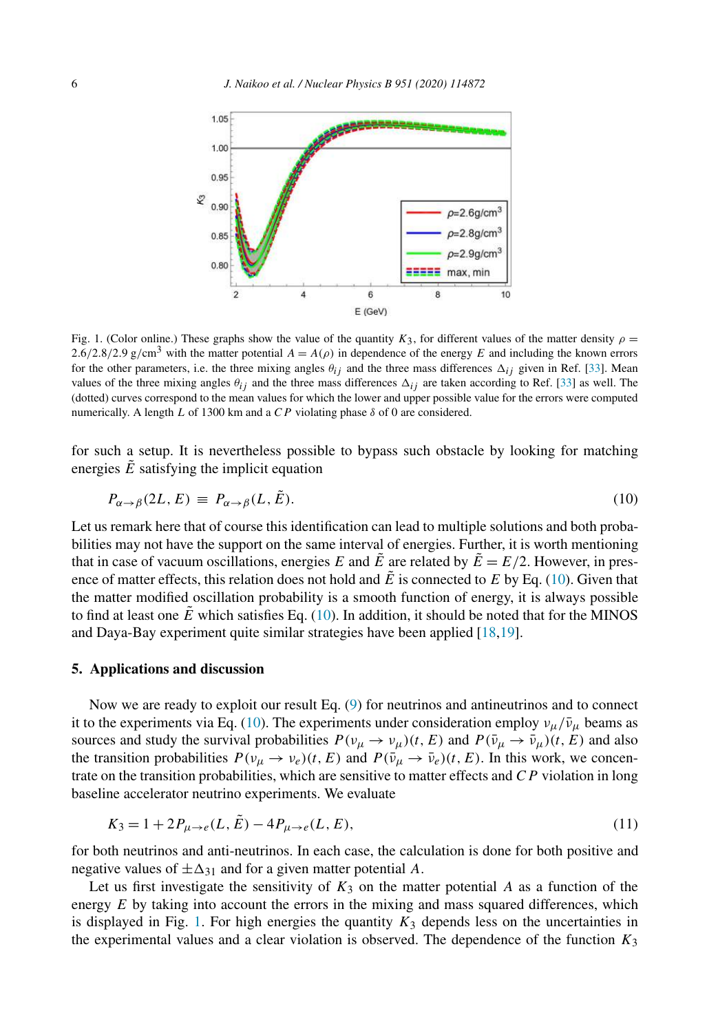Fig. 1. (Color online.) These graphs show the value of the quantity $K_3$, for different values of the matter density $\rho = 2.6/2.8/2.9$ g/cm$^3$ with the matter potential $A = A(\rho)$ in dependence of the energy $E$ and including the known errors for the other parameters, i.e. the three mixing angles $\theta_{ij}$ and the three mass differences $\Delta_{ij}$ given in Ref. [33]. Mean values of the three mixing angles $\theta_{ij}$ and the three mass differences $\Delta_{ij}$ are taken according to Ref. [33] as well. The (dotted) curves correspond to the mean values for which the lower and upper possible value for the errors were computed numerically. A length $L$ of 1300 km and a $CP$ violating phase $\delta$ of 0 are considered.

for such a setup. It is nevertheless possible to bypass such obstacle by looking for matching energies $\tilde{E}$ satisfying the implicit equation

$$P_{\alpha\to\beta}(2L, E) \equiv P_{\alpha\to\beta}(L, \tilde{E}). \tag{10}$$

Let us remark here that of course this identification can lead to multiple solutions and both probabilities may not have the support on the same interval of energies. Further, it is worth mentioning that in case of vacuum oscillations, energies $E$ and $\tilde{E}$ are related by $\tilde{E} = E/2$. However, in presence of matter effects, this relation does not hold and $\tilde{E}$ is connected to $E$ by Eq. (10). Given that the matter modified oscillation probability is a smooth function of energy, it is always possible to find at least one $\tilde{E}$ which satisfies Eq. (10). In addition, it should be noted that for the MINOS and Daya-Bay experiment quite similar strategies have been applied [18,19].

## 5. Applications and discussion

Now we are ready to exploit our result Eq. (9) for neutrinos and antineutrinos and to connect it to the experiments via Eq. (10). The experiments under consideration employ $\nu_\mu/\bar{\nu}_\mu$ beams as sources and study the survival probabilities $P(\nu_\mu \to \nu_\mu)(t, E)$ and $P(\bar{\nu}_\mu \to \bar{\nu}_\mu)(t, E)$ and also the transition probabilities $P(\nu_\mu \to \nu_e)(t, E)$ and $P(\bar{\nu}_\mu \to \bar{\nu}_e)(t, E)$. In this work, we concentrate on the transition probabilities, which are sensitive to matter effects and $CP$ violation in long baseline accelerator neutrino experiments. We evaluate

$$K_3 = 1 + 2P_{\mu\to e}(L, \tilde{E}) - 4P_{\mu\to e}(L, E), \tag{11}$$

for both neutrinos and anti-neutrinos. In each case, the calculation is done for both positive and negative values of $\pm\Delta_{31}$ and for a given matter potential $A$.

Let us first investigate the sensitivity of $K_3$ on the matter potential $A$ as a function of the energy $E$ by taking into account the errors in the mixing and mass squared differences, which is displayed in Fig. 1. For high energies the quantity $K_3$ depends less on the uncertainties in the experimental values and a clear violation is observed. The dependence of the function $K_3$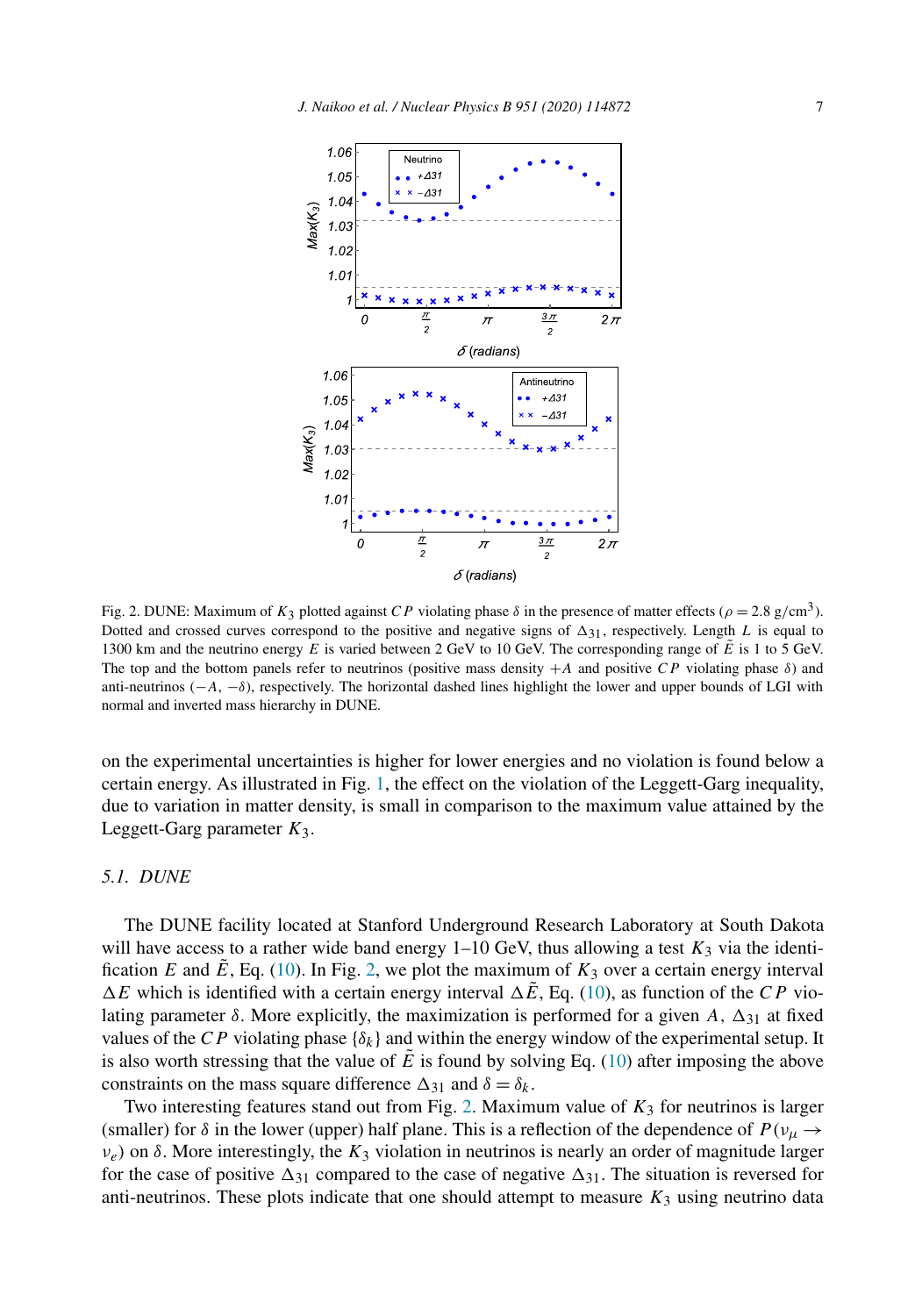Fig. 2. DUNE: Maximum of $K_3$ plotted against $CP$ violating phase $\delta$ in the presence of matter effects ($\rho = 2.8$ g/cm$^3$). Dotted and crossed curves correspond to the positive and negative signs of $\Delta_{31}$, respectively. Length $L$ is equal to 1300 km and the neutrino energy $E$ is varied between 2 GeV to 10 GeV. The corresponding range of $\tilde{E}$ is 1 to 5 GeV. The top and the bottom panels refer to neutrinos (positive mass density $+A$ and positive $CP$ violating phase $\delta$) and anti-neutrinos ($-A$, $-\delta$), respectively. The horizontal dashed lines highlight the lower and upper bounds of LGI with normal and inverted mass hierarchy in DUNE.

on the experimental uncertainties is higher for lower energies and no violation is found below a certain energy. As illustrated in Fig. 1, the effect on the violation of the Leggett-Garg inequality, due to variation in matter density, is small in comparison to the maximum value attained by the Leggett-Garg parameter $K_3$.

### 5.1. DUNE

The DUNE facility located at Stanford Underground Research Laboratory at South Dakota will have access to a rather wide band energy 1–10 GeV, thus allowing a test $K_3$ via the identification $E$ and $\tilde{E}$, Eq. (10). In Fig. 2, we plot the maximum of $K_3$ over a certain energy interval $\Delta E$ which is identified with a certain energy interval $\Delta\tilde{E}$, Eq. (10), as function of the $CP$ violating parameter $\delta$. More explicitly, the maximization is performed for a given $A$, $\Delta_{31}$ at fixed values of the $CP$ violating phase $\{\delta_k\}$ and within the energy window of the experimental setup. It is also worth stressing that the value of $\tilde{E}$ is found by solving Eq. (10) after imposing the above constraints on the mass square difference $\Delta_{31}$ and $\delta = \delta_k$.

Two interesting features stand out from Fig. 2. Maximum value of $K_3$ for neutrinos is larger (smaller) for $\delta$ in the lower (upper) half plane. This is a reflection of the dependence of $P(\nu_\mu \rightarrow \nu_e)$ on $\delta$. More interestingly, the $K_3$ violation in neutrinos is nearly an order of magnitude larger for the case of positive $\Delta_{31}$ compared to the case of negative $\Delta_{31}$. The situation is reversed for anti-neutrinos. These plots indicate that one should attempt to measure $K_3$ using neutrino data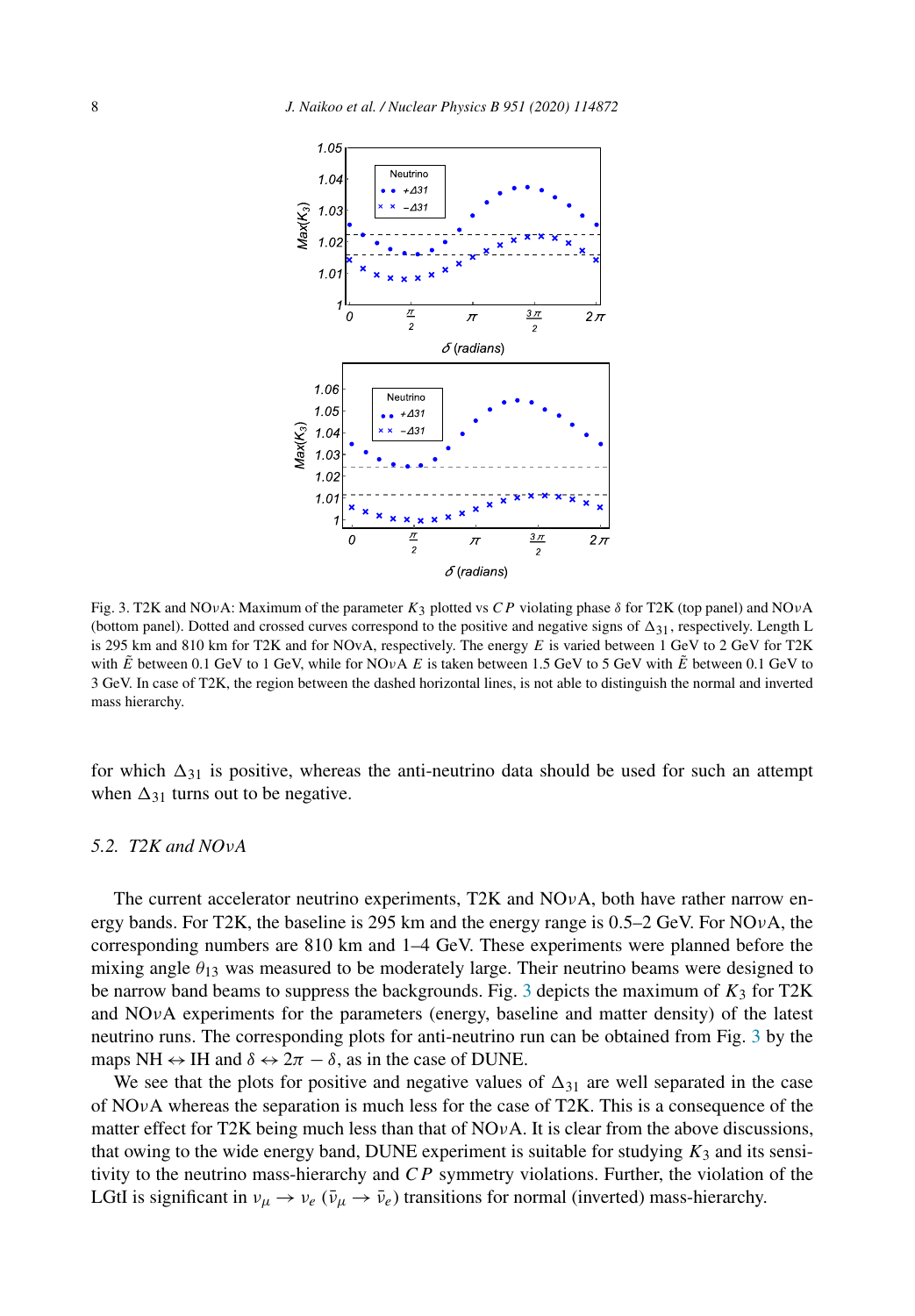Fig. 3. T2K and NO$\nu$A: Maximum of the parameter $K_3$ plotted vs $CP$ violating phase $\delta$ for T2K (top panel) and NO$\nu$A (bottom panel). Dotted and crossed curves correspond to the positive and negative signs of $\Delta_{31}$, respectively. Length L is 295 km and 810 km for T2K and for NO$\nu$A, respectively. The energy $E$ is varied between 1 GeV to 2 GeV for T2K with $\tilde{E}$ between 0.1 GeV to 1 GeV, while for NO$\nu$A $E$ is taken between 1.5 GeV to 5 GeV with $\tilde{E}$ between 0.1 GeV to 3 GeV. In case of T2K, the region between the dashed horizontal lines, is not able to distinguish the normal and inverted mass hierarchy.

for which $\Delta_{31}$ is positive, whereas the anti-neutrino data should be used for such an attempt when $\Delta_{31}$ turns out to be negative.

### 5.2. T2K and NO$\nu$A

The current accelerator neutrino experiments, T2K and NO$\nu$A, both have rather narrow energy bands. For T2K, the baseline is 295 km and the energy range is 0.5–2 GeV. For NO$\nu$A, the corresponding numbers are 810 km and 1–4 GeV. These experiments were planned before the mixing angle $\theta_{13}$ was measured to be moderately large. Their neutrino beams were designed to be narrow band beams to suppress the backgrounds. Fig. 3 depicts the maximum of $K_3$ for T2K and NO$\nu$A experiments for the parameters (energy, baseline and matter density) of the latest neutrino runs. The corresponding plots for anti-neutrino run can be obtained from Fig. 3 by the maps NH $\leftrightarrow$ IH and $\delta \leftrightarrow 2\pi - \delta$, as in the case of DUNE.

We see that the plots for positive and negative values of $\Delta_{31}$ are well separated in the case of NO$\nu$A whereas the separation is much less for the case of T2K. This is a consequence of the matter effect for T2K being much less than that of NO$\nu$A. It is clear from the above discussions, that owing to the wide energy band, DUNE experiment is suitable for studying $K_3$ and its sensitivity to the neutrino mass-hierarchy and $CP$ symmetry violations. Further, the violation of the LGtI is significant in $\nu_\mu \to \nu_e$ ($\bar{\nu}_\mu \to \bar{\nu}_e$) transitions for normal (inverted) mass-hierarchy.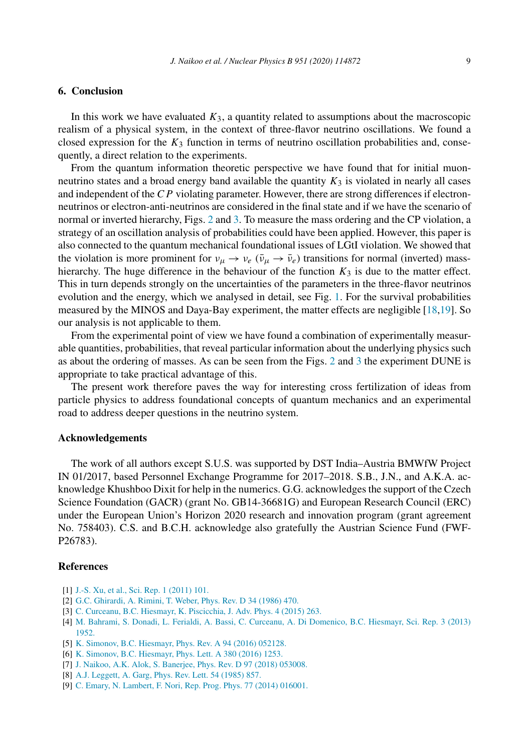## 6. Conclusion

In this work we have evaluated $K_3$, a quantity related to assumptions about the macroscopic realism of a physical system, in the context of three-flavor neutrino oscillations. We found a closed expression for the $K_3$ function in terms of neutrino oscillation probabilities and, consequently, a direct relation to the experiments.

From the quantum information theoretic perspective we have found that for initial muon-neutrino states and a broad energy band available the quantity $K_3$ is violated in nearly all cases and independent of the $CP$ violating parameter. However, there are strong differences if electron-neutrinos or electron-anti-neutrinos are considered in the final state and if we have the scenario of normal or inverted hierarchy, Figs. 2 and 3. To measure the mass ordering and the CP violation, a strategy of an oscillation analysis of probabilities could have been applied. However, this paper is also connected to the quantum mechanical foundational issues of LGtI violation. We showed that the violation is more prominent for $\nu_\mu \rightarrow \nu_e$ ($\bar{\nu}_\mu \rightarrow \bar{\nu}_e$) transitions for normal (inverted) mass-hierarchy. The huge difference in the behaviour of the function $K_3$ is due to the matter effect. This in turn depends strongly on the uncertainties of the parameters in the three-flavor neutrinos evolution and the energy, which we analysed in detail, see Fig. 1. For the survival probabilities measured by the MINOS and Daya-Bay experiment, the matter effects are negligible [18,19]. So our analysis is not applicable to them.

From the experimental point of view we have found a combination of experimentally measurable quantities, probabilities, that reveal particular information about the underlying physics such as about the ordering of masses. As can be seen from the Figs. 2 and 3 the experiment DUNE is appropriate to take practical advantage of this.

The present work therefore paves the way for interesting cross fertilization of ideas from particle physics to address foundational concepts of quantum mechanics and an experimental road to address deeper questions in the neutrino system.

## Acknowledgements

The work of all authors except S.U.S. was supported by DST India–Austria BMWfW Project IN 01/2017, based Personnel Exchange Programme for 2017–2018. S.B., J.N., and A.K.A. acknowledge Khushboo Dixit for help in the numerics. G.G. acknowledges the support of the Czech Science Foundation (GACR) (grant No. GB14-36681G) and European Research Council (ERC) under the European Union's Horizon 2020 research and innovation program (grant agreement No. 758403). C.S. and B.C.H. acknowledge also gratefully the Austrian Science Fund (FWF-P26783).

## References

[1] J.-S. Xu, et al., Sci. Rep. 1 (2011) 101.
[2] G.C. Ghirardi, A. Rimini, T. Weber, Phys. Rev. D 34 (1986) 470.
[3] C. Curceanu, B.C. Hiesmayr, K. Piscicchia, J. Adv. Phys. 4 (2015) 263.
[4] M. Bahrami, S. Donadi, L. Ferialdi, A. Bassi, C. Curceanu, A. Di Domenico, B.C. Hiesmayr, Sci. Rep. 3 (2013) 1952.
[5] K. Simonov, B.C. Hiesmayr, Phys. Rev. A 94 (2016) 052128.
[6] K. Simonov, B.C. Hiesmayr, Phys. Lett. A 380 (2016) 1253.
[7] J. Naikoo, A.K. Alok, S. Banerjee, Phys. Rev. D 97 (2018) 053008.
[8] A.J. Leggett, A. Garg, Phys. Rev. Lett. 54 (1985) 857.
[9] C. Emary, N. Lambert, F. Nori, Rep. Prog. Phys. 77 (2014) 016001.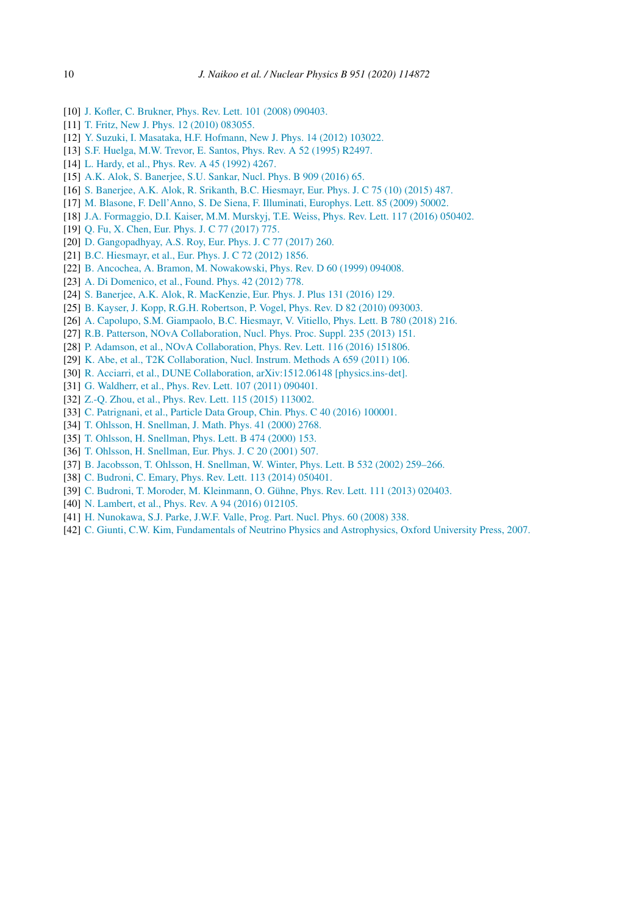[10] J. Kofler, C. Brukner, Phys. Rev. Lett. 101 (2008) 090403.
[11] T. Fritz, New J. Phys. 12 (2010) 083055.
[12] Y. Suzuki, I. Masataka, H.F. Hofmann, New J. Phys. 14 (2012) 103022.
[13] S.F. Huelga, M.W. Trevor, E. Santos, Phys. Rev. A 52 (1995) R2497.
[14] L. Hardy, et al., Phys. Rev. A 45 (1992) 4267.
[15] A.K. Alok, S. Banerjee, S.U. Sankar, Nucl. Phys. B 909 (2016) 65.
[16] S. Banerjee, A.K. Alok, R. Srikanth, B.C. Hiesmayr, Eur. Phys. J. C 75 (10) (2015) 487.
[17] M. Blasone, F. Dell'Anno, S. De Siena, F. Illuminati, Europhys. Lett. 85 (2009) 50002.
[18] J.A. Formaggio, D.I. Kaiser, M.M. Murskyj, T.E. Weiss, Phys. Rev. Lett. 117 (2016) 050402.
[19] Q. Fu, X. Chen, Eur. Phys. J. C 77 (2017) 775.
[20] D. Gangopadhyay, A.S. Roy, Eur. Phys. J. C 77 (2017) 260.
[21] B.C. Hiesmayr, et al., Eur. Phys. J. C 72 (2012) 1856.
[22] B. Ancochea, A. Bramon, M. Nowakowski, Phys. Rev. D 60 (1999) 094008.
[23] A. Di Domenico, et al., Found. Phys. 42 (2012) 778.
[24] S. Banerjee, A.K. Alok, R. MacKenzie, Eur. Phys. J. Plus 131 (2016) 129.
[25] B. Kayser, J. Kopp, R.G.H. Robertson, P. Vogel, Phys. Rev. D 82 (2010) 093003.
[26] A. Capolupo, S.M. Giampaolo, B.C. Hiesmayr, V. Vitiello, Phys. Lett. B 780 (2018) 216.
[27] R.B. Patterson, NOvA Collaboration, Nucl. Phys. Proc. Suppl. 235 (2013) 151.
[28] P. Adamson, et al., NOvA Collaboration, Phys. Rev. Lett. 116 (2016) 151806.
[29] K. Abe, et al., T2K Collaboration, Nucl. Instrum. Methods A 659 (2011) 106.
[30] R. Acciarri, et al., DUNE Collaboration, arXiv:1512.06148 [physics.ins-det].
[31] G. Waldherr, et al., Phys. Rev. Lett. 107 (2011) 090401.
[32] Z.-Q. Zhou, et al., Phys. Rev. Lett. 115 (2015) 113002.
[33] C. Patrignani, et al., Particle Data Group, Chin. Phys. C 40 (2016) 100001.
[34] T. Ohlsson, H. Snellman, J. Math. Phys. 41 (2000) 2768.
[35] T. Ohlsson, H. Snellman, Phys. Lett. B 474 (2000) 153.
[36] T. Ohlsson, H. Snellman, Eur. Phys. J. C 20 (2001) 507.
[37] B. Jacobsson, T. Ohlsson, H. Snellman, W. Winter, Phys. Lett. B 532 (2002) 259–266.
[38] C. Budroni, C. Emary, Phys. Rev. Lett. 113 (2014) 050401.
[39] C. Budroni, T. Moroder, M. Kleinmann, O. Gühne, Phys. Rev. Lett. 111 (2013) 020403.
[40] N. Lambert, et al., Phys. Rev. A 94 (2016) 012105.
[41] H. Nunokawa, S.J. Parke, J.W.F. Valle, Prog. Part. Nucl. Phys. 60 (2008) 338.
[42] C. Giunti, C.W. Kim, Fundamentals of Neutrino Physics and Astrophysics, Oxford University Press, 2007.